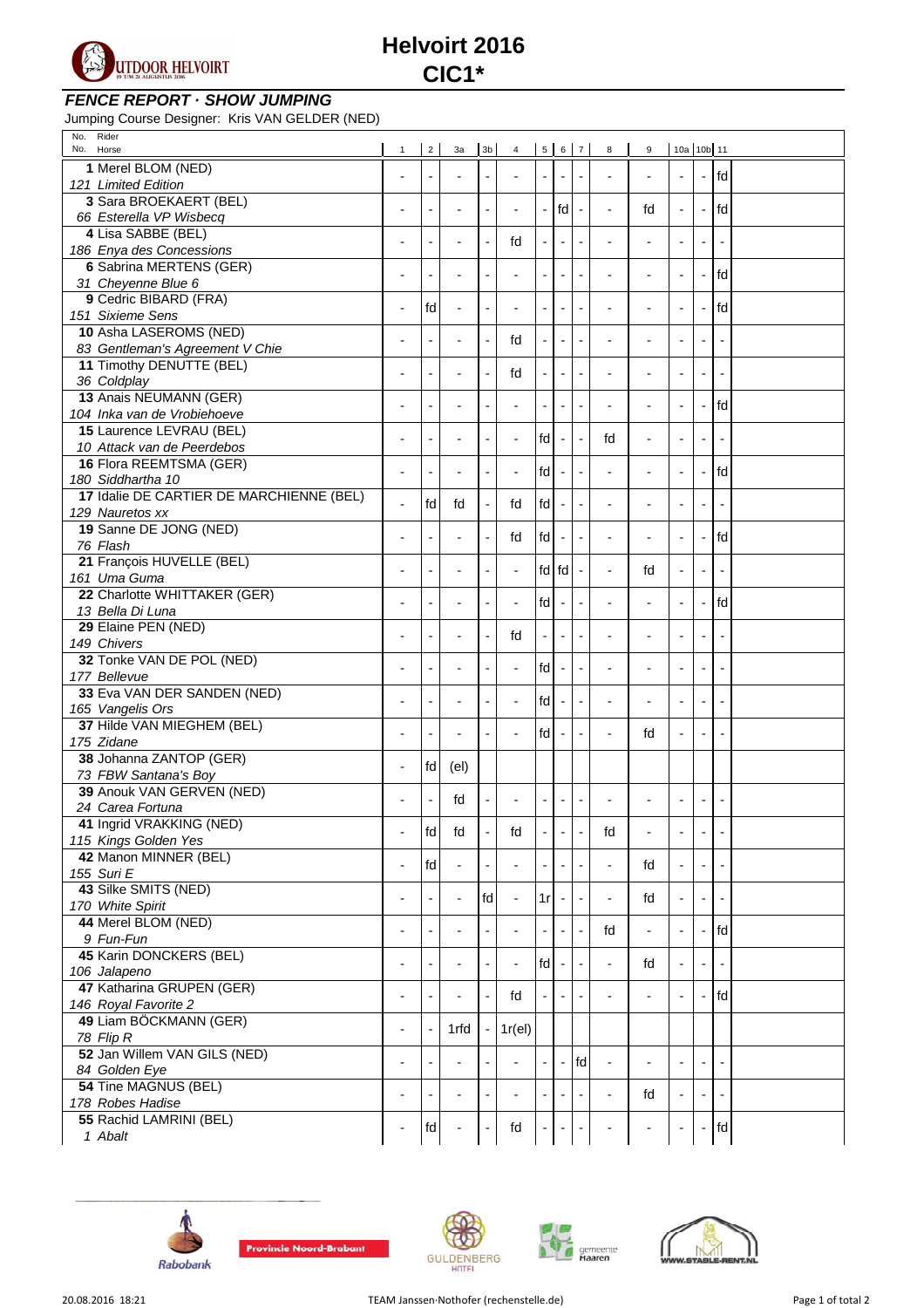# Helvoirt 2016
# CIC1*

### *FENCE REPORT · SHOW JUMPING*

Jumping Course Designer: Kris VAN GELDER (NED)

| No. Rider / No. Horse | 1 | 2 | 3a | 3b | 4 | 5 | 6 | 7 | 8 | 9 | 10a | 10b | 11 |
|---|---|---|---|---|---|---|---|---|---|---|---|---|---|
| **1** Merel BLOM (NED) / *121 Limited Edition* | - | - | - | - | - | - | - | - | - | - | - | - | fd |
| **3** Sara BROEKAERT (BEL) / *66 Esterella VP Wisbecq* | - | - | - | - | - | - | fd | - | - | fd | - | - | fd |
| **4** Lisa SABBE (BEL) / *186 Enya des Concessions* | - | - | - | - | fd | - | - | - | - | - | - | - | - |
| **6** Sabrina MERTENS (GER) / *31 Cheyenne Blue 6* | - | - | - | - | - | - | - | - | - | - | - | - | fd |
| **9** Cedric BIBARD (FRA) / *151 Sixieme Sens* | - | fd | - | - | - | - | - | - | - | - | - | - | fd |
| **10** Asha LASEROMS (NED) / *83 Gentleman's Agreement V Chie* | - | - | - | - | fd | - | - | - | - | - | - | - | - |
| **11** Timothy DENUTTE (BEL) / *36 Coldplay* | - | - | - | - | fd | - | - | - | - | - | - | - | - |
| **13** Anais NEUMANN (GER) / *104 Inka van de Vrobiehoeve* | - | - | - | - | - | - | - | - | - | - | - | - | fd |
| **15** Laurence LEVRAU (BEL) / *10 Attack van de Peerdebos* | - | - | - | - | - | fd | - | - | fd | - | - | - | - |
| **16** Flora REEMTSMA (GER) / *180 Siddhartha 10* | - | - | - | - | - | fd | - | - | - | - | - | - | fd |
| **17** Idalie DE CARTIER DE MARCHIENNE (BEL) / *129 Nauretos xx* | - | fd | fd | - | fd | fd | - | - | - | - | - | - | - |
| **19** Sanne DE JONG (NED) / *76 Flash* | - | - | - | - | fd | fd | - | - | - | - | - | - | fd |
| **21** François HUVELLE (BEL) / *161 Uma Guma* | - | - | - | - | - | fd | fd | - | - | fd | - | - | - |
| **22** Charlotte WHITTAKER (GER) / *13 Bella Di Luna* | - | - | - | - | - | fd | - | - | - | - | - | - | fd |
| **29** Elaine PEN (NED) / *149 Chivers* | - | - | - | - | fd | - | - | - | - | - | - | - | - |
| **32** Tonke VAN DE POL (NED) / *177 Bellevue* | - | - | - | - | - | fd | - | - | - | - | - | - | - |
| **33** Eva VAN DER SANDEN (NED) / *165 Vangelis Ors* | - | - | - | - | - | fd | - | - | - | - | - | - | - |
| **37** Hilde VAN MIEGHEM (BEL) / *175 Zidane* | - | - | - | - | - | fd | - | - | - | fd | - | - | - |
| **38** Johanna ZANTOP (GER) / *73 FBW Santana's Boy* | - | fd | (el) | | | | | | | | | | |
| **39** Anouk VAN GERVEN (NED) / *24 Carea Fortuna* | - | - | fd | - | - | - | - | - | - | - | - | - | - |
| **41** Ingrid VRAKKING (NED) / *115 Kings Golden Yes* | - | fd | fd | - | fd | - | - | - | fd | - | - | - | - |
| **42** Manon MINNER (BEL) / *155 Suri E* | - | fd | - | - | - | - | - | - | - | fd | - | - | - |
| **43** Silke SMITS (NED) / *170 White Spirit* | - | - | - | fd | - | 1r | - | - | - | fd | - | - | - |
| **44** Merel BLOM (NED) / *9 Fun-Fun* | - | - | - | - | - | - | - | - | fd | - | - | - | fd |
| **45** Karin DONCKERS (BEL) / *106 Jalapeno* | - | - | - | - | - | fd | - | - | - | fd | - | - | - |
| **47** Katharina GRUPEN (GER) / *146 Royal Favorite 2* | - | - | - | - | fd | - | - | - | - | - | - | - | fd |
| **49** Liam BÖCKMANN (GER) / *78 Flip R* | - | - | 1rfd | - | 1r(el) | | | | | | | | |
| **52** Jan Willem VAN GILS (NED) / *84 Golden Eye* | - | - | - | - | - | - | - | fd | - | - | - | - | - |
| **54** Tine MAGNUS (BEL) / *178 Robes Hadise* | - | - | - | - | - | - | - | - | - | fd | - | - | - |
| **55** Rachid LAMRINI (BEL) / *1 Abalt* | - | fd | - | - | fd | - | - | - | - | - | - | - | fd |

20.08.2016 18:21 — TEAM Janssen·Nothofer (rechenstelle.de)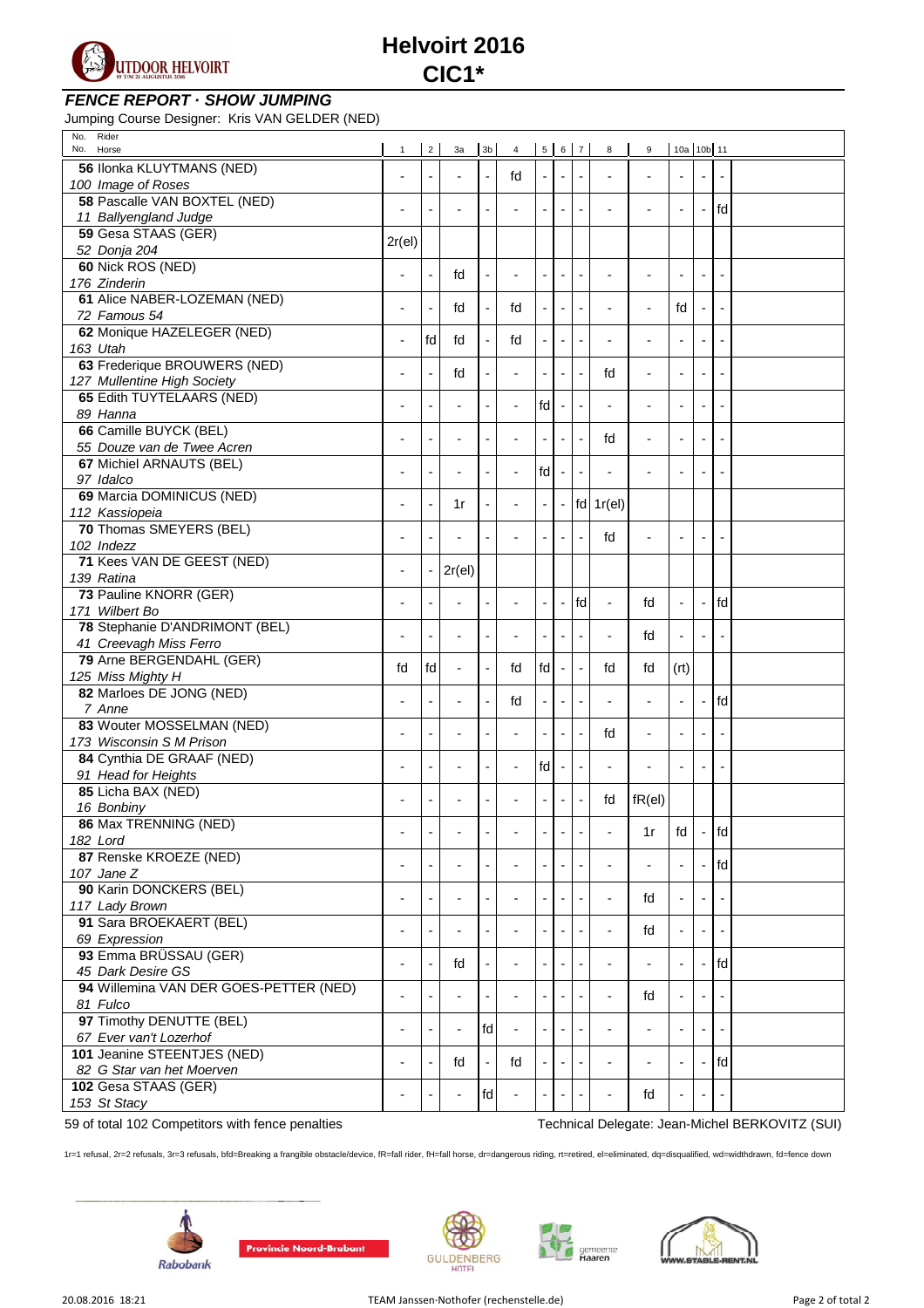# Helvoirt 2016

## CIC1*

### *FENCE REPORT · SHOW JUMPING*

Jumping Course Designer: Kris VAN GELDER (NED)

| No. Rider / No. Horse | 1 | 2 | 3a | 3b | 4 | 5 | 6 | 7 | 8 | 9 | 10a | 10b | 11 |
|---|---|---|---|---|---|---|---|---|---|---|---|---|---|
| **56** Ilonka KLUYTMANS (NED) *100 Image of Roses* | - | - | - | - | fd | - | - | - | - | - | - | - | - |
| **58** Pascalle VAN BOXTEL (NED) *11 Ballyengland Judge* | - | - | - | - | - | - | - | - | - | - | - | - | fd |
| **59** Gesa STAAS (GER) *52 Donja 204* | 2r(el) | | | | | | | | | | | | |
| **60** Nick ROS (NED) *176 Zinderin* | - | - | fd | - | - | - | - | - | - | - | - | - | - |
| **61** Alice NABER-LOZEMAN (NED) *72 Famous 54* | - | - | fd | - | fd | - | - | - | - | - | fd | - | - |
| **62** Monique HAZELEGER (NED) *163 Utah* | - | fd | fd | - | fd | - | - | - | - | - | - | - | - |
| **63** Frederique BROUWERS (NED) *127 Mullentine High Society* | - | - | fd | - | - | - | - | - | fd | - | - | - | - |
| **65** Edith TUYTELAARS (NED) *89 Hanna* | - | - | - | - | - | fd | - | - | - | - | - | - | - |
| **66** Camille BUYCK (BEL) *55 Douze van de Twee Acren* | - | - | - | - | - | - | - | - | fd | - | - | - | - |
| **67** Michiel ARNAUTS (BEL) *97 Idalco* | - | - | - | - | - | fd | - | - | - | - | - | - | - |
| **69** Marcia DOMINICUS (NED) *112 Kassiopeia* | - | - | 1r | - | - | - | - | fd | 1r(el) | | | | |
| **70** Thomas SMEYERS (BEL) *102 Indezz* | - | - | - | - | - | - | - | - | fd | - | - | - | - |
| **71** Kees VAN DE GEEST (NED) *139 Ratina* | - | - | 2r(el) | | | | | | | | | | |
| **73** Pauline KNORR (GER) *171 Wilbert Bo* | - | - | - | - | - | - | - | fd | - | fd | - | - | fd |
| **78** Stephanie D'ANDRIMONT (BEL) *41 Creevagh Miss Ferro* | - | - | - | - | - | - | - | - | - | fd | - | - | - |
| **79** Arne BERGENDAHL (GER) *125 Miss Mighty H* | fd | fd | - | - | fd | fd | - | - | fd | fd | (rt) | | |
| **82** Marloes DE JONG (NED) *7 Anne* | - | - | - | - | fd | - | - | - | - | - | - | - | fd |
| **83** Wouter MOSSELMAN (NED) *173 Wisconsin S M Prison* | - | - | - | - | - | - | - | - | fd | - | - | - | - |
| **84** Cynthia DE GRAAF (NED) *91 Head for Heights* | - | - | - | - | - | fd | - | - | - | - | - | - | - |
| **85** Licha BAX (NED) *16 Bonbiny* | - | - | - | - | - | - | - | - | fd | fR(el) | | | |
| **86** Max TRENNING (NED) *182 Lord* | - | - | - | - | - | - | - | - | - | 1r | fd | - | fd |
| **87** Renske KROEZE (NED) *107 Jane Z* | - | - | - | - | - | - | - | - | - | - | - | - | fd |
| **90** Karin DONCKERS (BEL) *117 Lady Brown* | - | - | - | - | - | - | - | - | - | fd | - | - | - |
| **91** Sara BROEKAERT (BEL) *69 Expression* | - | - | - | - | - | - | - | - | - | fd | - | - | - |
| **93** Emma BRÜSSAU (GER) *45 Dark Desire GS* | - | - | fd | - | - | - | - | - | - | - | - | - | fd |
| **94** Willemina VAN DER GOES-PETTER (NED) *81 Fulco* | - | - | - | - | - | - | - | - | - | fd | - | - | - |
| **97** Timothy DENUTTE (BEL) *67 Ever van't Lozerhof* | - | - | - | fd | - | - | - | - | - | - | - | - | - |
| **101** Jeanine STEENTJES (NED) *82 G Star van het Moerven* | - | - | fd | - | fd | - | - | - | - | - | - | - | fd |
| **102** Gesa STAAS (GER) *153 St Stacy* | - | - | - | fd | - | - | - | - | - | fd | - | - | - |

59 of total 102 Competitors with fence penalties

Technical Delegate: Jean-Michel BERKOVITZ (SUI)

1r=1 refusal, 2r=2 refusals, 3r=3 refusals, bfd=Breaking a frangible obstacle/device, fR=fall rider, fH=fall horse, dr=dangerous riding, rt=retired, el=eliminated, dq=disqualified, wd=widthdrawn, fd=fence down

20.08.2016 18:21 TEAM Janssen·Nothofer (rechenstelle.de)